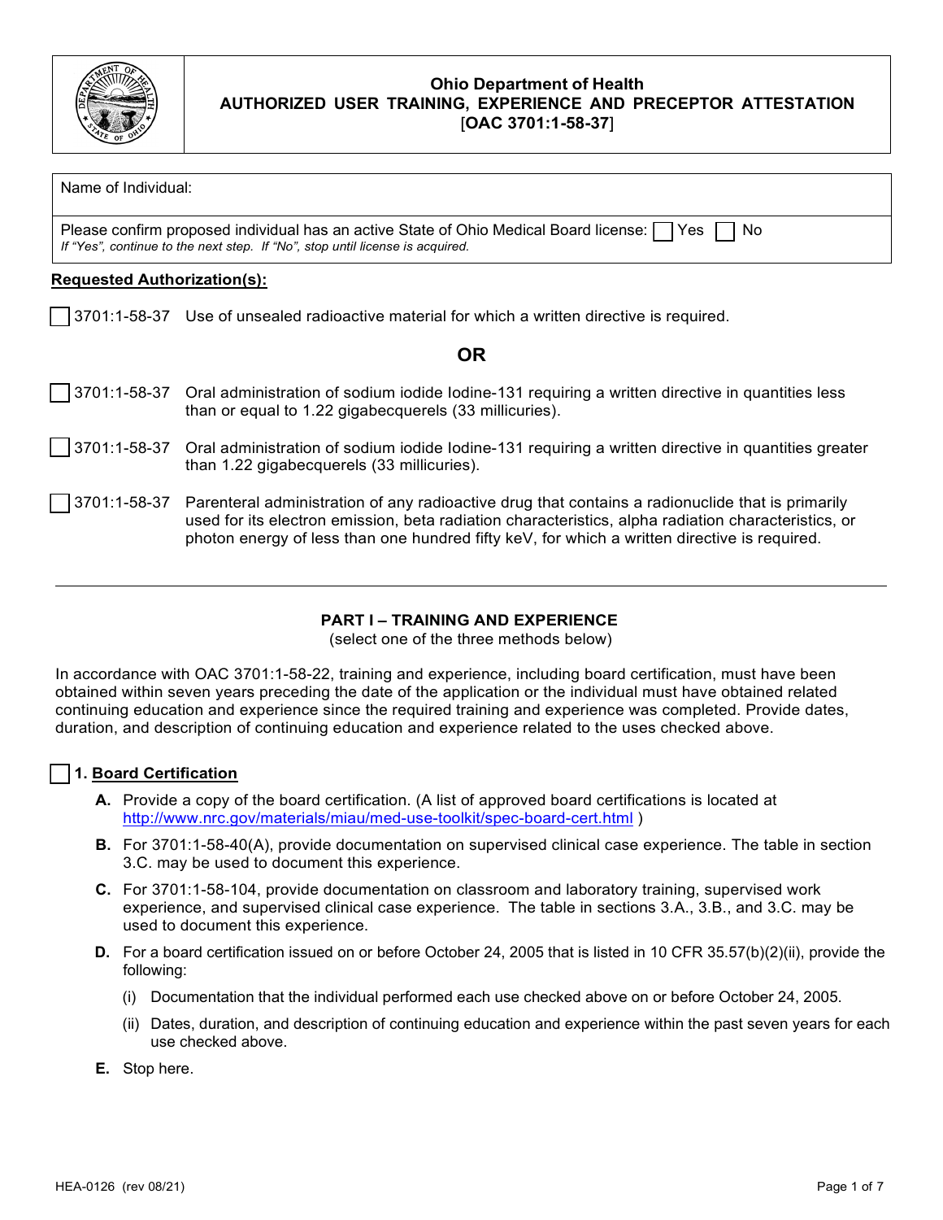# Ohio Department of Health
## AUTHORIZED USER TRAINING, EXPERIENCE AND PRECEPTOR ATTESTATION
[**OAC 3701:1-58-37**]

Name of Individual:

Please confirm proposed individual has an active State of Ohio Medical Board license: ☐ Yes ☐ No
*If "Yes", continue to the next step. If "No", stop until license is acquired.*

**Requested Authorization(s):**

☐ 3701:1-58-37 Use of unsealed radioactive material for which a written directive is required.

**OR**

☐ 3701:1-58-37 Oral administration of sodium iodide Iodine-131 requiring a written directive in quantities less than or equal to 1.22 gigabecquerels (33 millicuries).

☐ 3701:1-58-37 Oral administration of sodium iodide Iodine-131 requiring a written directive in quantities greater than 1.22 gigabecquerels (33 millicuries).

☐ 3701:1-58-37 Parenteral administration of any radioactive drug that contains a radionuclide that is primarily used for its electron emission, beta radiation characteristics, alpha radiation characteristics, or photon energy of less than one hundred fifty keV, for which a written directive is required.

---

### PART I – TRAINING AND EXPERIENCE
(select one of the three methods below)

In accordance with OAC 3701:1-58-22, training and experience, including board certification, must have been obtained within seven years preceding the date of the application or the individual must have obtained related continuing education and experience since the required training and experience was completed. Provide dates, duration, and description of continuing education and experience related to the uses checked above.

☐ **1. Board Certification**

**A.** Provide a copy of the board certification. (A list of approved board certifications is located at http://www.nrc.gov/materials/miau/med-use-toolkit/spec-board-cert.html )

**B.** For 3701:1-58-40(A), provide documentation on supervised clinical case experience. The table in section 3.C. may be used to document this experience.

**C.** For 3701:1-58-104, provide documentation on classroom and laboratory training, supervised work experience, and supervised clinical case experience. The table in sections 3.A., 3.B., and 3.C. may be used to document this experience.

**D.** For a board certification issued on or before October 24, 2005 that is listed in 10 CFR 35.57(b)(2)(ii), provide the following:

(i) Documentation that the individual performed each use checked above on or before October 24, 2005.

(ii) Dates, duration, and description of continuing education and experience within the past seven years for each use checked above.

**E.** Stop here.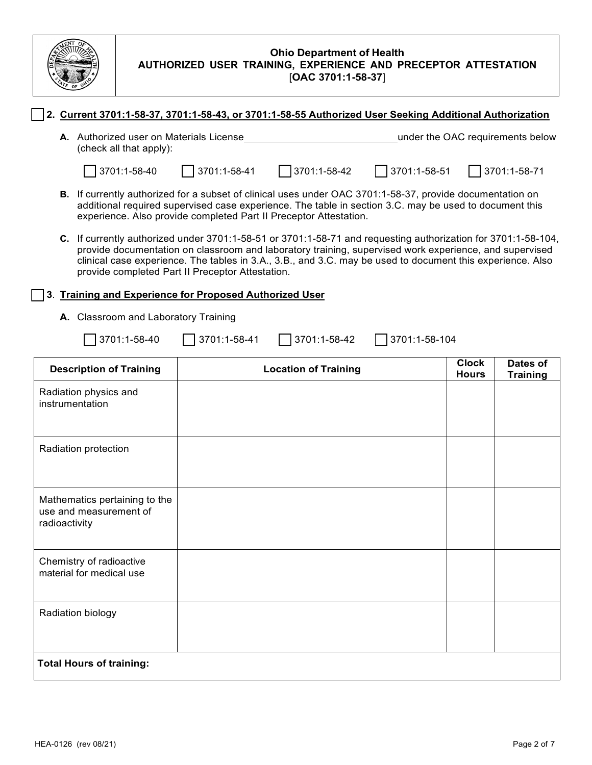**Ohio Department of Health**
**AUTHORIZED USER TRAINING, EXPERIENCE AND PRECEPTOR ATTESTATION**
[**OAC 3701:1-58-37**]

☐ **2. Current 3701:1-58-37, 3701:1-58-43, or 3701:1-58-55 Authorized User Seeking Additional Authorization**

**A.** Authorized user on Materials License \_\_\_\_\_\_\_\_\_\_\_\_\_\_\_\_\_\_\_\_\_\_\_\_\_\_\_\_ under the OAC requirements below (check all that apply):

☐ 3701:1-58-40 ☐ 3701:1-58-41 ☐ 3701:1-58-42 ☐ 3701:1-58-51 ☐ 3701:1-58-71

**B.** If currently authorized for a subset of clinical uses under OAC 3701:1-58-37, provide documentation on additional required supervised case experience. The table in section 3.C. may be used to document this experience. Also provide completed Part II Preceptor Attestation.

**C.** If currently authorized under 3701:1-58-51 or 3701:1-58-71 and requesting authorization for 3701:1-58-104, provide documentation on classroom and laboratory training, supervised work experience, and supervised clinical case experience. The tables in 3.A., 3.B., and 3.C. may be used to document this experience. Also provide completed Part II Preceptor Attestation.

☐ **3. Training and Experience for Proposed Authorized User**

**A.** Classroom and Laboratory Training

☐ 3701:1-58-40 ☐ 3701:1-58-41 ☐ 3701:1-58-42 ☐ 3701:1-58-104

| Description of Training | Location of Training | Clock Hours | Dates of Training |
|---|---|---|---|
| Radiation physics and instrumentation | | | |
| Radiation protection | | | |
| Mathematics pertaining to the use and measurement of radioactivity | | | |
| Chemistry of radioactive material for medical use | | | |
| Radiation biology | | | |
| **Total Hours of training:** | | | |

HEA-0126 (rev 08/21)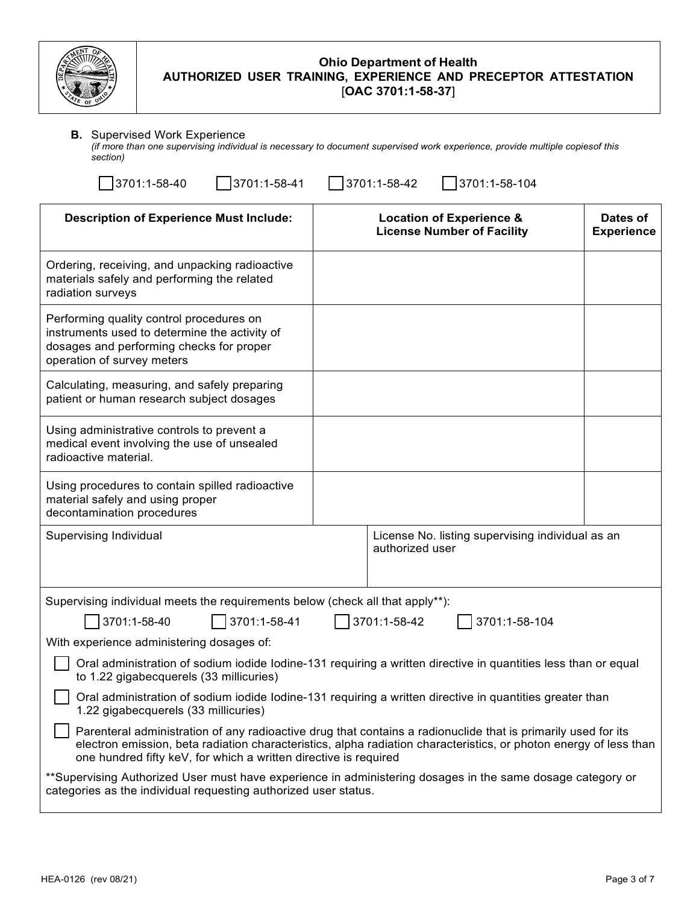**Ohio Department of Health**
**AUTHORIZED USER TRAINING, EXPERIENCE AND PRECEPTOR ATTESTATION**
[**OAC 3701:1-58-37**]

**B.** Supervised Work Experience
*(if more than one supervising individual is necessary to document supervised work experience, provide multiple copiesof this section)*

☐ 3701:1-58-40 ☐ 3701:1-58-41 ☐ 3701:1-58-42 ☐ 3701:1-58-104

| Description of Experience Must Include: | Location of Experience & License Number of Facility | Dates of Experience |
|---|---|---|
| Ordering, receiving, and unpacking radioactive materials safely and performing the related radiation surveys | | |
| Performing quality control procedures on instruments used to determine the activity of dosages and performing checks for proper operation of survey meters | | |
| Calculating, measuring, and safely preparing patient or human research subject dosages | | |
| Using administrative controls to prevent a medical event involving the use of unsealed radioactive material. | | |
| Using procedures to contain spilled radioactive material safely and using proper decontamination procedures | | |

| Supervising Individual | License No. listing supervising individual as an authorized user |
|---|---|
| | |

Supervising individual meets the requirements below (check all that apply**):

☐ 3701:1-58-40 ☐ 3701:1-58-41 ☐ 3701:1-58-42 ☐ 3701:1-58-104

With experience administering dosages of:

☐ Oral administration of sodium iodide Iodine-131 requiring a written directive in quantities less than or equal to 1.22 gigabecquerels (33 millicuries)

☐ Oral administration of sodium iodide Iodine-131 requiring a written directive in quantities greater than 1.22 gigabecquerels (33 millicuries)

☐ Parenteral administration of any radioactive drug that contains a radionuclide that is primarily used for its electron emission, beta radiation characteristics, alpha radiation characteristics, or photon energy of less than one hundred fifty keV, for which a written directive is required

**Supervising Authorized User must have experience in administering dosages in the same dosage category or categories as the individual requesting authorized user status.

HEA-0126 (rev 08/21)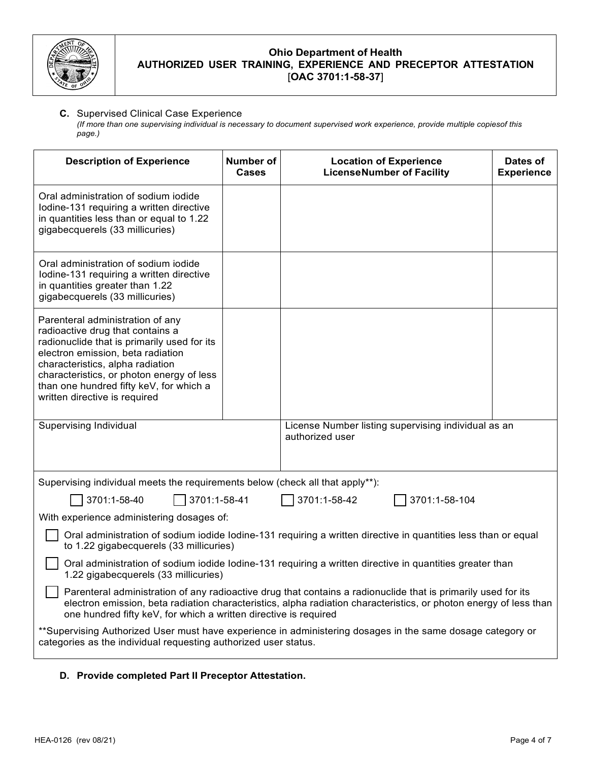# Ohio Department of Health
## AUTHORIZED USER TRAINING, EXPERIENCE AND PRECEPTOR ATTESTATION
[**OAC 3701:1-58-37**]

**C.** Supervised Clinical Case Experience

*(If more than one supervising individual is necessary to document supervised work experience, provide multiple copiesof this page.)*

| Description of Experience | Number of Cases | Location of Experience LicenseNumber of Facility | Dates of Experience |
|---|---|---|---|
| Oral administration of sodium iodide Iodine-131 requiring a written directive in quantities less than or equal to 1.22 gigabecquerels (33 millicuries) | | | |
| Oral administration of sodium iodide Iodine-131 requiring a written directive in quantities greater than 1.22 gigabecquerels (33 millicuries) | | | |
| Parenteral administration of any radioactive drug that contains a radionuclide that is primarily used for its electron emission, beta radiation characteristics, alpha radiation characteristics, or photon energy of less than one hundred fifty keV, for which a written directive is required | | | |
| Supervising Individual | | License Number listing supervising individual as an authorized user | |

Supervising individual meets the requirements below (check all that apply**):

☐ 3701:1-58-40 ☐ 3701:1-58-41 ☐ 3701:1-58-42 ☐ 3701:1-58-104

With experience administering dosages of:

☐ Oral administration of sodium iodide Iodine-131 requiring a written directive in quantities less than or equal to 1.22 gigabecquerels (33 millicuries)

☐ Oral administration of sodium iodide Iodine-131 requiring a written directive in quantities greater than 1.22 gigabecquerels (33 millicuries)

☐ Parenteral administration of any radioactive drug that contains a radionuclide that is primarily used for its electron emission, beta radiation characteristics, alpha radiation characteristics, or photon energy of less than one hundred fifty keV, for which a written directive is required

**Supervising Authorized User must have experience in administering dosages in the same dosage category or categories as the individual requesting authorized user status.

**D. Provide completed Part II Preceptor Attestation.**

HEA-0126 (rev 08/21)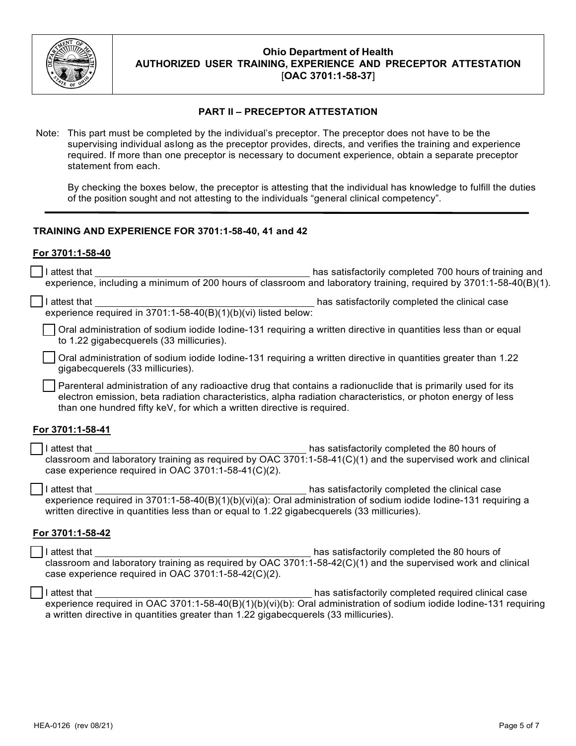**Ohio Department of Health**
**AUTHORIZED USER TRAINING, EXPERIENCE AND PRECEPTOR ATTESTATION**
[**OAC 3701:1-58-37**]

## PART II – PRECEPTOR ATTESTATION

Note: This part must be completed by the individual's preceptor. The preceptor does not have to be the supervising individual aslong as the preceptor provides, directs, and verifies the training and experience required. If more than one preceptor is necessary to document experience, obtain a separate preceptor statement from each.

By checking the boxes below, the preceptor is attesting that the individual has knowledge to fulfill the duties of the position sought and not attesting to the individuals "general clinical competency".

---

### TRAINING AND EXPERIENCE FOR 3701:1-58-40, 41 and 42

**For 3701:1-58-40**

☐ I attest that ________________________________ has satisfactorily completed 700 hours of training and experience, including a minimum of 200 hours of classroom and laboratory training, required by 3701:1-58-40(B)(1).

☐ I attest that ________________________________ has satisfactorily completed the clinical case experience required in 3701:1-58-40(B)(1)(b)(vi) listed below:

- ☐ Oral administration of sodium iodide Iodine-131 requiring a written directive in quantities less than or equal to 1.22 gigabecquerels (33 millicuries).
- ☐ Oral administration of sodium iodide Iodine-131 requiring a written directive in quantities greater than 1.22 gigabecquerels (33 millicuries).
- ☐ Parenteral administration of any radioactive drug that contains a radionuclide that is primarily used for its electron emission, beta radiation characteristics, alpha radiation characteristics, or photon energy of less than one hundred fifty keV, for which a written directive is required.

**For 3701:1-58-41**

☐ I attest that ________________________________ has satisfactorily completed the 80 hours of classroom and laboratory training as required by OAC 3701:1-58-41(C)(1) and the supervised work and clinical case experience required in OAC 3701:1-58-41(C)(2).

☐ I attest that ________________________________ has satisfactorily completed the clinical case experience required in 3701:1-58-40(B)(1)(b)(vi)(a): Oral administration of sodium iodide Iodine-131 requiring a written directive in quantities less than or equal to 1.22 gigabecquerels (33 millicuries).

**For 3701:1-58-42**

☐ I attest that ________________________________ has satisfactorily completed the 80 hours of classroom and laboratory training as required by OAC 3701:1-58-42(C)(1) and the supervised work and clinical case experience required in OAC 3701:1-58-42(C)(2).

☐ I attest that ________________________________ has satisfactorily completed required clinical case experience required in OAC 3701:1-58-40(B)(1)(b)(vi)(b): Oral administration of sodium iodide Iodine-131 requiring a written directive in quantities greater than 1.22 gigabecquerels (33 millicuries).

HEA-0126 (rev 08/21)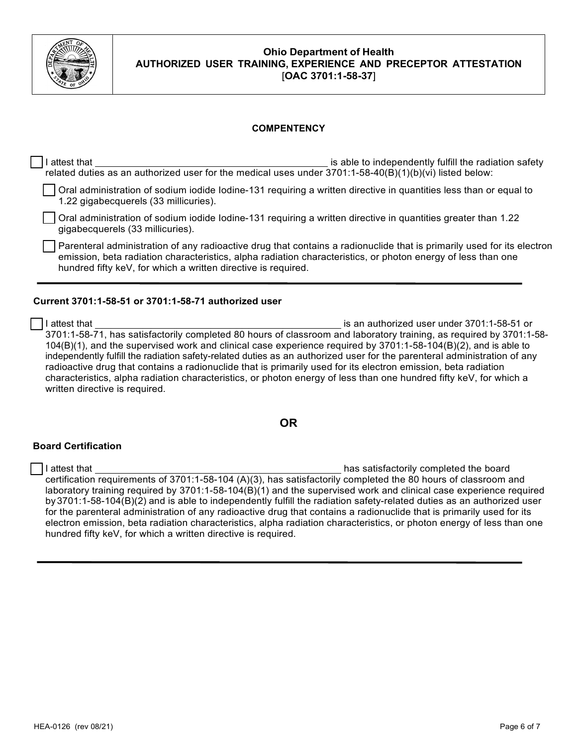**Ohio Department of Health**
**AUTHORIZED USER TRAINING, EXPERIENCE AND PRECEPTOR ATTESTATION**
[**OAC 3701:1-58-37**]

**COMPENTENCY**

☐ I attest that ______________________________ is able to independently fulfill the radiation safety related duties as an authorized user for the medical uses under 3701:1-58-40(B)(1)(b)(vi) listed below:

- ☐ Oral administration of sodium iodide Iodine-131 requiring a written directive in quantities less than or equal to 1.22 gigabecquerels (33 millicuries).
- ☐ Oral administration of sodium iodide Iodine-131 requiring a written directive in quantities greater than 1.22 gigabecquerels (33 millicuries).
- ☐ Parenteral administration of any radioactive drug that contains a radionuclide that is primarily used for its electron emission, beta radiation characteristics, alpha radiation characteristics, or photon energy of less than one hundred fifty keV, for which a written directive is required.

---

**Current 3701:1-58-51 or 3701:1-58-71 authorized user**

☐ I attest that ______________________________ is an authorized user under 3701:1-58-51 or 3701:1-58-71, has satisfactorily completed 80 hours of classroom and laboratory training, as required by 3701:1-58-104(B)(1), and the supervised work and clinical case experience required by 3701:1-58-104(B)(2), and is able to independently fulfill the radiation safety-related duties as an authorized user for the parenteral administration of any radioactive drug that contains a radionuclide that is primarily used for its electron emission, beta radiation characteristics, alpha radiation characteristics, or photon energy of less than one hundred fifty keV, for which a written directive is required.

**OR**

**Board Certification**

☐ I attest that ______________________________ has satisfactorily completed the board certification requirements of 3701:1-58-104 (A)(3), has satisfactorily completed the 80 hours of classroom and laboratory training required by 3701:1-58-104(B)(1) and the supervised work and clinical case experience required by 3701:1-58-104(B)(2) and is able to independently fulfill the radiation safety-related duties as an authorized user for the parenteral administration of any radioactive drug that contains a radionuclide that is primarily used for its electron emission, beta radiation characteristics, alpha radiation characteristics, or photon energy of less than one hundred fifty keV, for which a written directive is required.

---

HEA-0126 (rev 08/21)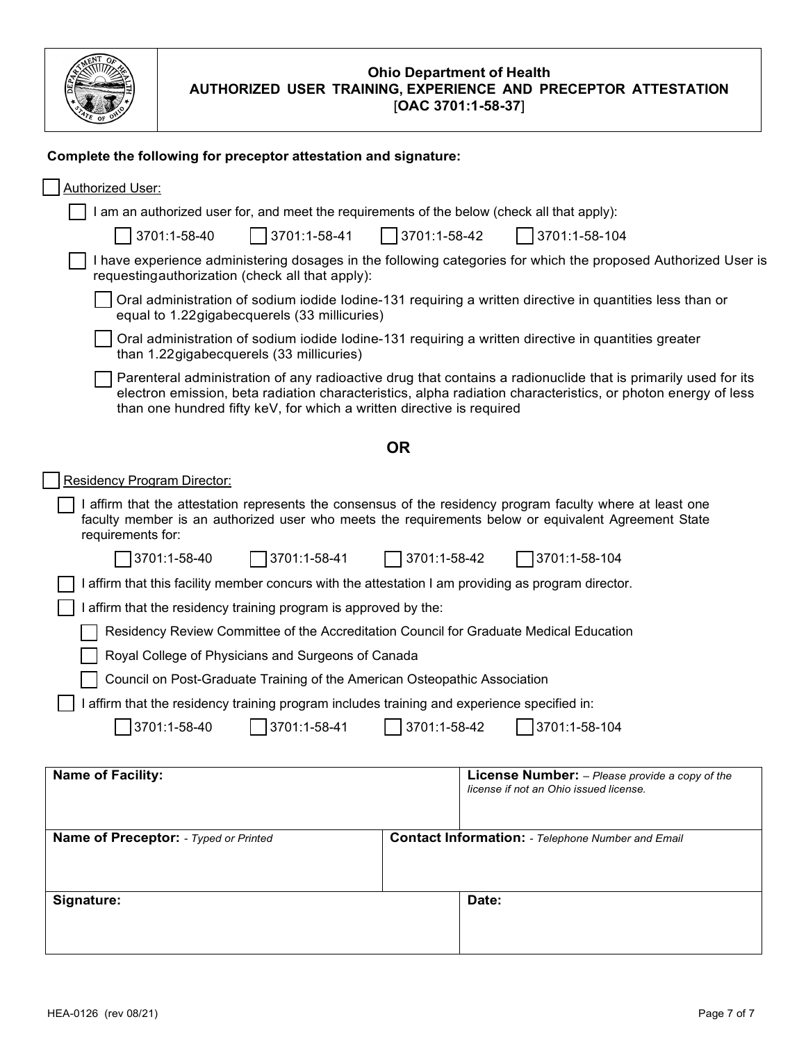**Ohio Department of Health**
**AUTHORIZED USER TRAINING, EXPERIENCE AND PRECEPTOR ATTESTATION**
[**OAC 3701:1-58-37**]

**Complete the following for preceptor attestation and signature:**

- [ ] Authorized User:
  - [ ] I am an authorized user for, and meet the requirements of the below (check all that apply):
    - [ ] 3701:1-58-40
    - [ ] 3701:1-58-41
    - [ ] 3701:1-58-42
    - [ ] 3701:1-58-104
  - [ ] I have experience administering dosages in the following categories for which the proposed Authorized User is requestingauthorization (check all that apply):
    - [ ] Oral administration of sodium iodide Iodine-131 requiring a written directive in quantities less than or equal to 1.22gigabecquerels (33 millicuries)
    - [ ] Oral administration of sodium iodide Iodine-131 requiring a written directive in quantities greater than 1.22gigabecquerels (33 millicuries)
    - [ ] Parenteral administration of any radioactive drug that contains a radionuclide that is primarily used for its electron emission, beta radiation characteristics, alpha radiation characteristics, or photon energy of less than one hundred fifty keV, for which a written directive is required

**OR**

- [ ] Residency Program Director:
  - [ ] I affirm that the attestation represents the consensus of the residency program faculty where at least one faculty member is an authorized user who meets the requirements below or equivalent Agreement State requirements for:
    - [ ] 3701:1-58-40
    - [ ] 3701:1-58-41
    - [ ] 3701:1-58-42
    - [ ] 3701:1-58-104
  - [ ] I affirm that this facility member concurs with the attestation I am providing as program director.
  - [ ] I affirm that the residency training program is approved by the:
    - [ ] Residency Review Committee of the Accreditation Council for Graduate Medical Education
    - [ ] Royal College of Physicians and Surgeons of Canada
    - [ ] Council on Post-Graduate Training of the American Osteopathic Association
  - [ ] I affirm that the residency training program includes training and experience specified in:
    - [ ] 3701:1-58-40
    - [ ] 3701:1-58-41
    - [ ] 3701:1-58-42
    - [ ] 3701:1-58-104

| | |
|---|---|
| **Name of Facility:** | **License Number:** – *Please provide a copy of the license if not an Ohio issued license.* |
| **Name of Preceptor:** - *Typed or Printed* | **Contact Information:** - *Telephone Number and Email* |
| **Signature:** | **Date:** |

HEA-0126 (rev 08/21)